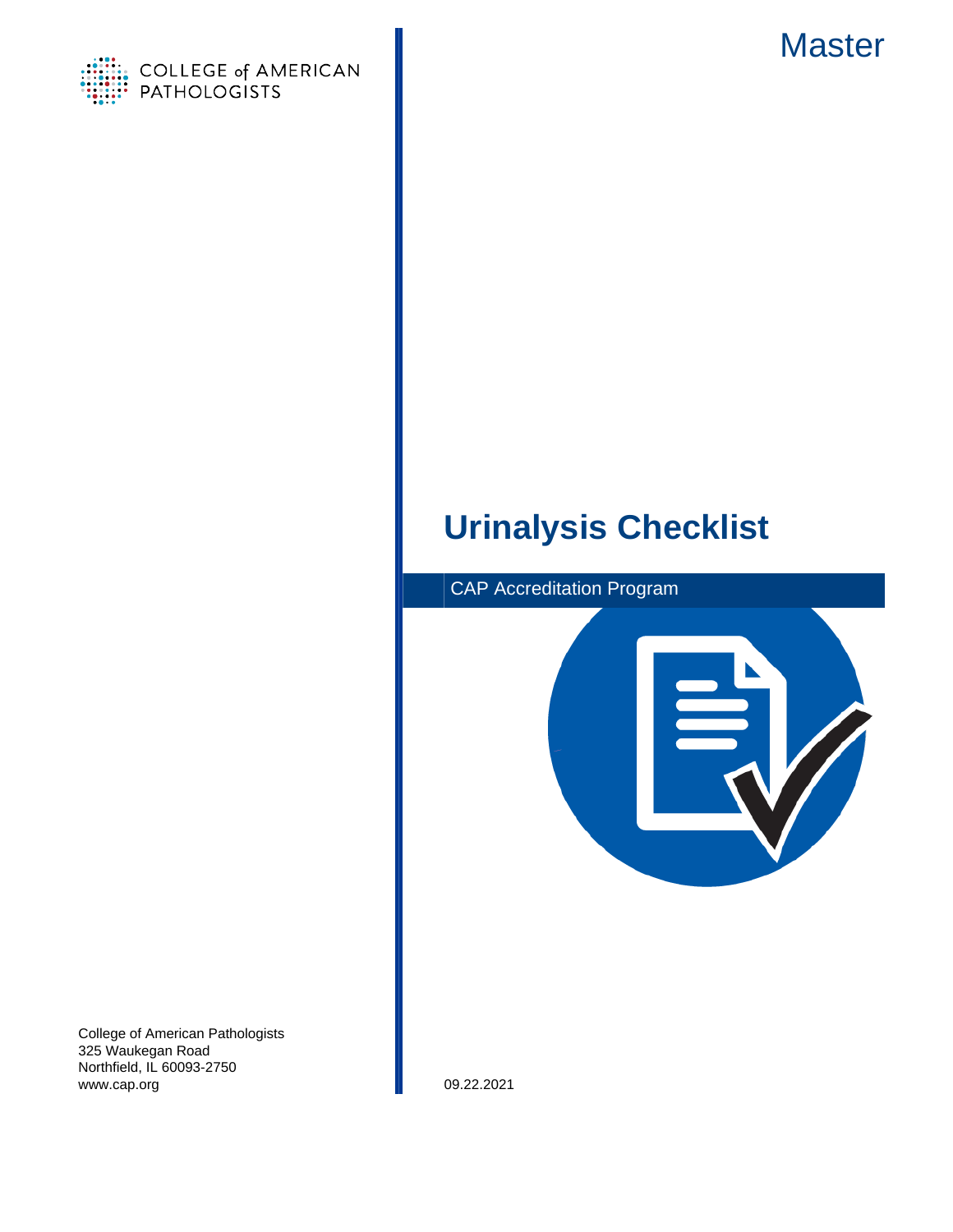COLLEGE of AMERICAN PATHOLOGISTS

Master

# Urinalysis Checklist

CAP Accreditation Program

College of American Pathologists
325 Waukegan Road
Northfield, IL 60093-2750
www.cap.org

09.22.2021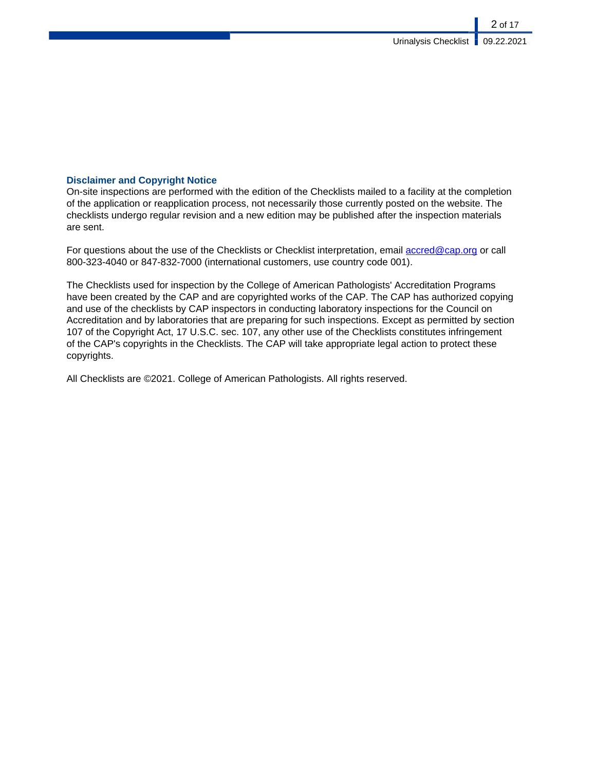## Disclaimer and Copyright Notice

On-site inspections are performed with the edition of the Checklists mailed to a facility at the completion of the application or reapplication process, not necessarily those currently posted on the website. The checklists undergo regular revision and a new edition may be published after the inspection materials are sent.

For questions about the use of the Checklists or Checklist interpretation, email [accred@cap.org](mailto:accred@cap.org) or call 800-323-4040 or 847-832-7000 (international customers, use country code 001).

The Checklists used for inspection by the College of American Pathologists' Accreditation Programs have been created by the CAP and are copyrighted works of the CAP. The CAP has authorized copying and use of the checklists by CAP inspectors in conducting laboratory inspections for the Council on Accreditation and by laboratories that are preparing for such inspections. Except as permitted by section 107 of the Copyright Act, 17 U.S.C. sec. 107, any other use of the Checklists constitutes infringement of the CAP's copyrights in the Checklists. The CAP will take appropriate legal action to protect these copyrights.

All Checklists are ©2021. College of American Pathologists. All rights reserved.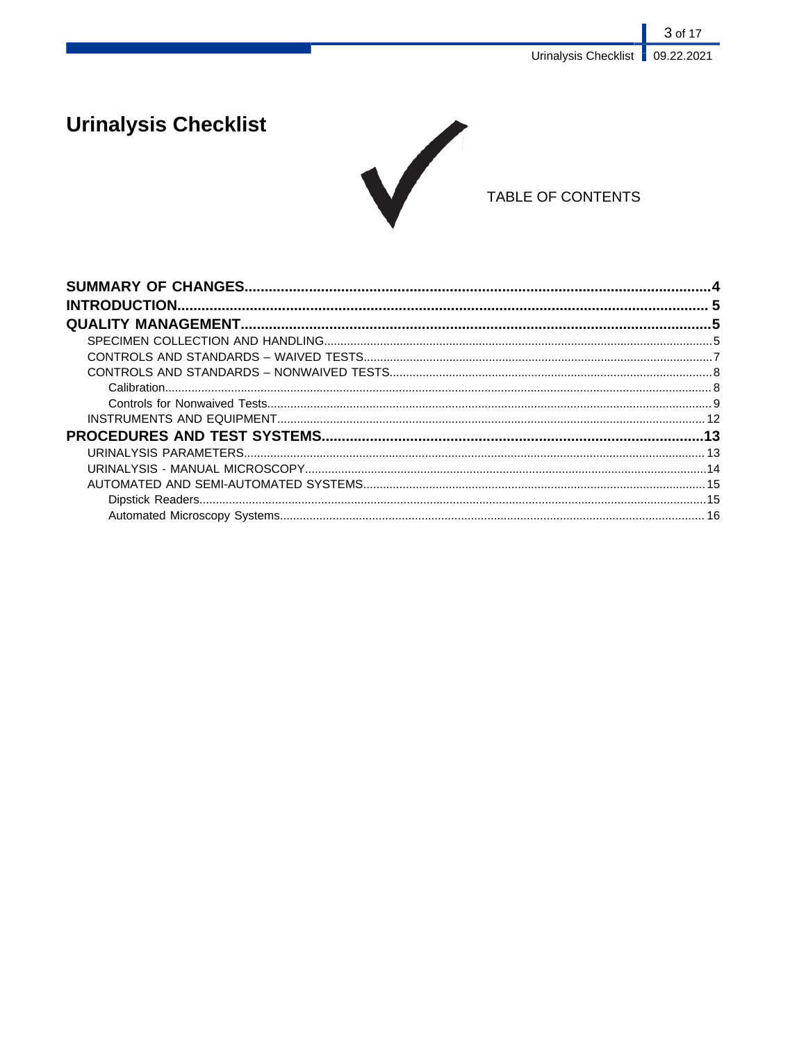# Urinalysis Checklist

TABLE OF CONTENTS

**SUMMARY OF CHANGES....................................4**
**INTRODUCTION....................................5**
**QUALITY MANAGEMENT....................................5**
- SPECIMEN COLLECTION AND HANDLING....................................5
- CONTROLS AND STANDARDS – WAIVED TESTS....................................7
- CONTROLS AND STANDARDS – NONWAIVED TESTS....................................8
  - Calibration....................................8
  - Controls for Nonwaived Tests....................................9
- INSTRUMENTS AND EQUIPMENT....................................12

**PROCEDURES AND TEST SYSTEMS....................................13**
- URINALYSIS PARAMETERS....................................13
- URINALYSIS - MANUAL MICROSCOPY....................................14
- AUTOMATED AND SEMI-AUTOMATED SYSTEMS....................................15
  - Dipstick Readers....................................15
  - Automated Microscopy Systems....................................16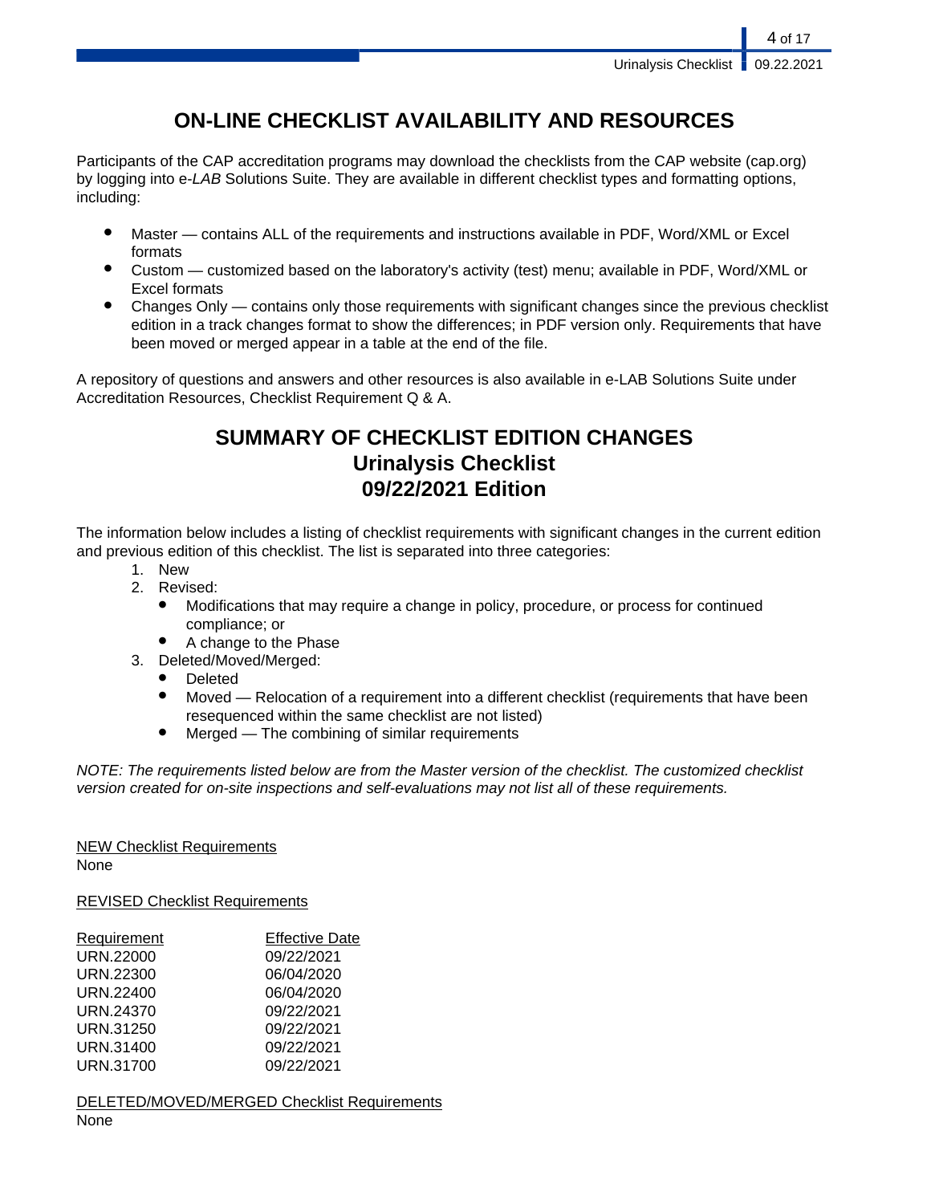# ON-LINE CHECKLIST AVAILABILITY AND RESOURCES

Participants of the CAP accreditation programs may download the checklists from the CAP website (cap.org) by logging into e-*LAB* Solutions Suite. They are available in different checklist types and formatting options, including:

- Master — contains ALL of the requirements and instructions available in PDF, Word/XML or Excel formats
- Custom — customized based on the laboratory's activity (test) menu; available in PDF, Word/XML or Excel formats
- Changes Only — contains only those requirements with significant changes since the previous checklist edition in a track changes format to show the differences; in PDF version only. Requirements that have been moved or merged appear in a table at the end of the file.

A repository of questions and answers and other resources is also available in e-LAB Solutions Suite under Accreditation Resources, Checklist Requirement Q & A.

# SUMMARY OF CHECKLIST EDITION CHANGES
# Urinalysis Checklist
# 09/22/2021 Edition

The information below includes a listing of checklist requirements with significant changes in the current edition and previous edition of this checklist. The list is separated into three categories:

1. New
2. Revised:
   - Modifications that may require a change in policy, procedure, or process for continued compliance; or
   - A change to the Phase
3. Deleted/Moved/Merged:
   - Deleted
   - Moved — Relocation of a requirement into a different checklist (requirements that have been resequenced within the same checklist are not listed)
   - Merged — The combining of similar requirements

*NOTE: The requirements listed below are from the Master version of the checklist. The customized checklist version created for on-site inspections and self-evaluations may not list all of these requirements.*

<u>NEW Checklist Requirements</u>
None

<u>REVISED Checklist Requirements</u>

| Requirement | Effective Date |
|---|---|
| URN.22000 | 09/22/2021 |
| URN.22300 | 06/04/2020 |
| URN.22400 | 06/04/2020 |
| URN.24370 | 09/22/2021 |
| URN.31250 | 09/22/2021 |
| URN.31400 | 09/22/2021 |
| URN.31700 | 09/22/2021 |

<u>DELETED/MOVED/MERGED Checklist Requirements</u>
None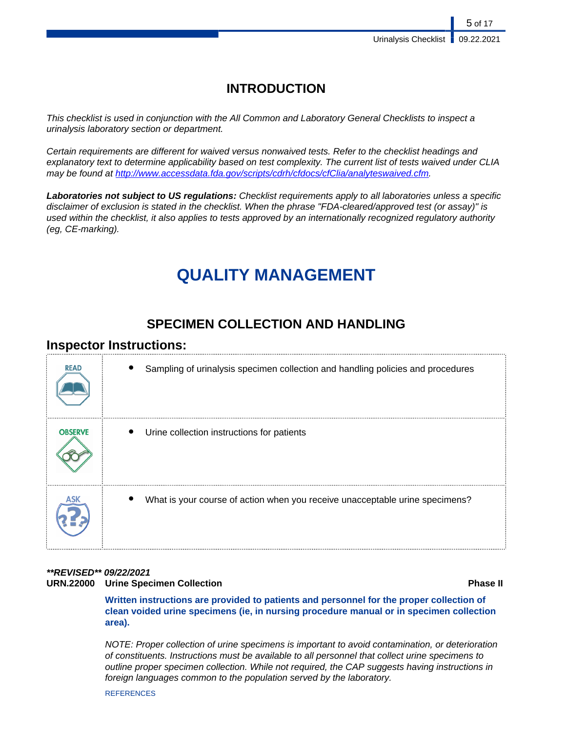# INTRODUCTION

*This checklist is used in conjunction with the All Common and Laboratory General Checklists to inspect a urinalysis laboratory section or department.*

*Certain requirements are different for waived versus nonwaived tests. Refer to the checklist headings and explanatory text to determine applicability based on test complexity. The current list of tests waived under CLIA may be found at [http://www.accessdata.fda.gov/scripts/cdrh/cfdocs/cfClia/analyteswaived.cfm](http://www.accessdata.fda.gov/scripts/cdrh/cfdocs/cfClia/analyteswaived.cfm).*

***Laboratories not subject to US regulations:** Checklist requirements apply to all laboratories unless a specific disclaimer of exclusion is stated in the checklist. When the phrase "FDA-cleared/approved test (or assay)" is used within the checklist, it also applies to tests approved by an internationally recognized regulatory authority (eg, CE-marking).*

# QUALITY MANAGEMENT

## SPECIMEN COLLECTION AND HANDLING

### Inspector Instructions:

| | |
|---|---|
| READ | • Sampling of urinalysis specimen collection and handling policies and procedures |
| OBSERVE | • Urine collection instructions for patients |
| ASK | • What is your course of action when you receive unacceptable urine specimens? |

***\*\*REVISED\*\* 09/22/2021***

**URN.22000 Urine Specimen Collection** **Phase II**

**Written instructions are provided to patients and personnel for the proper collection of clean voided urine specimens (ie, in nursing procedure manual or in specimen collection area).**

*NOTE: Proper collection of urine specimens is important to avoid contamination, or deterioration of constituents. Instructions must be available to all personnel that collect urine specimens to outline proper specimen collection. While not required, the CAP suggests having instructions in foreign languages common to the population served by the laboratory.*

REFERENCES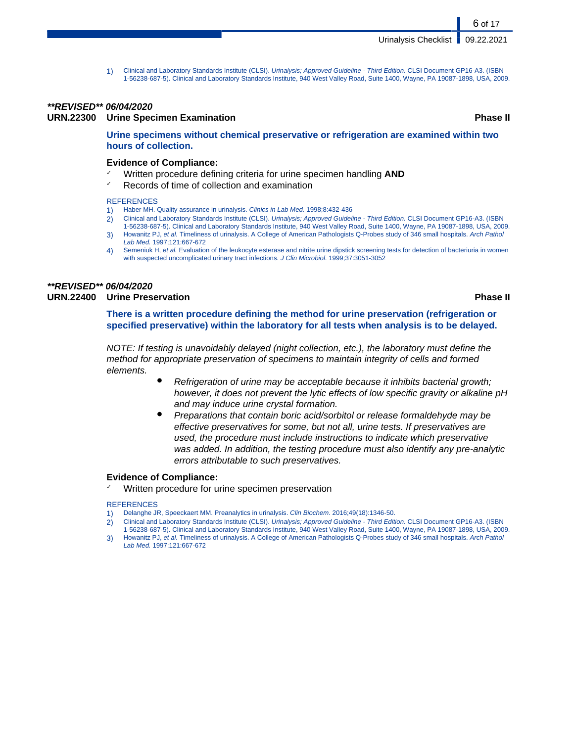1) Clinical and Laboratory Standards Institute (CLSI). *Urinalysis; Approved Guideline - Third Edition.* CLSI Document GP16-A3. (ISBN 1-56238-687-5). Clinical and Laboratory Standards Institute, 940 West Valley Road, Suite 1400, Wayne, PA 19087-1898, USA, 2009.

***\*\*REVISED\*\* 06/04/2020***

### URN.22300 Urine Specimen Examination — Phase II

**Urine specimens without chemical preservative or refrigeration are examined within two hours of collection.**

**Evidence of Compliance:**

- ✓ Written procedure defining criteria for urine specimen handling **AND**
- ✓ Records of time of collection and examination

REFERENCES

1) Haber MH. Quality assurance in urinalysis. *Clinics in Lab Med.* 1998;8:432-436
2) Clinical and Laboratory Standards Institute (CLSI). *Urinalysis; Approved Guideline - Third Edition.* CLSI Document GP16-A3. (ISBN 1-56238-687-5). Clinical and Laboratory Standards Institute, 940 West Valley Road, Suite 1400, Wayne, PA 19087-1898, USA, 2009.
3) Howanitz PJ, *et al.* Timeliness of urinalysis. A College of American Pathologists Q-Probes study of 346 small hospitals. *Arch Pathol Lab Med.* 1997;121:667-672
4) Semeniuk H, *et al.* Evaluation of the leukocyte esterase and nitrite urine dipstick screening tests for detection of bacteriuria in women with suspected uncomplicated urinary tract infections. *J Clin Microbiol*. 1999;37:3051-3052

***\*\*REVISED\*\* 06/04/2020***

### URN.22400 Urine Preservation — Phase II

**There is a written procedure defining the method for urine preservation (refrigeration or specified preservative) within the laboratory for all tests when analysis is to be delayed.**

*NOTE: If testing is unavoidably delayed (night collection, etc.), the laboratory must define the method for appropriate preservation of specimens to maintain integrity of cells and formed elements.*

- *Refrigeration of urine may be acceptable because it inhibits bacterial growth; however, it does not prevent the lytic effects of low specific gravity or alkaline pH and may induce urine crystal formation.*
- *Preparations that contain boric acid/sorbitol or release formaldehyde may be effective preservatives for some, but not all, urine tests. If preservatives are used, the procedure must include instructions to indicate which preservative was added. In addition, the testing procedure must also identify any pre-analytic errors attributable to such preservatives.*

**Evidence of Compliance:**

- ✓ Written procedure for urine specimen preservation

REFERENCES

1) Delanghe JR, Speeckaert MM. Preanalytics in urinalysis. *Clin Biochem.* 2016;49(18):1346-50.
2) Clinical and Laboratory Standards Institute (CLSI). *Urinalysis; Approved Guideline - Third Edition.* CLSI Document GP16-A3. (ISBN 1-56238-687-5). Clinical and Laboratory Standards Institute, 940 West Valley Road, Suite 1400, Wayne, PA 19087-1898, USA, 2009.
3) Howanitz PJ, *et al.* Timeliness of urinalysis. A College of American Pathologists Q-Probes study of 346 small hospitals. *Arch Pathol Lab Med.* 1997;121:667-672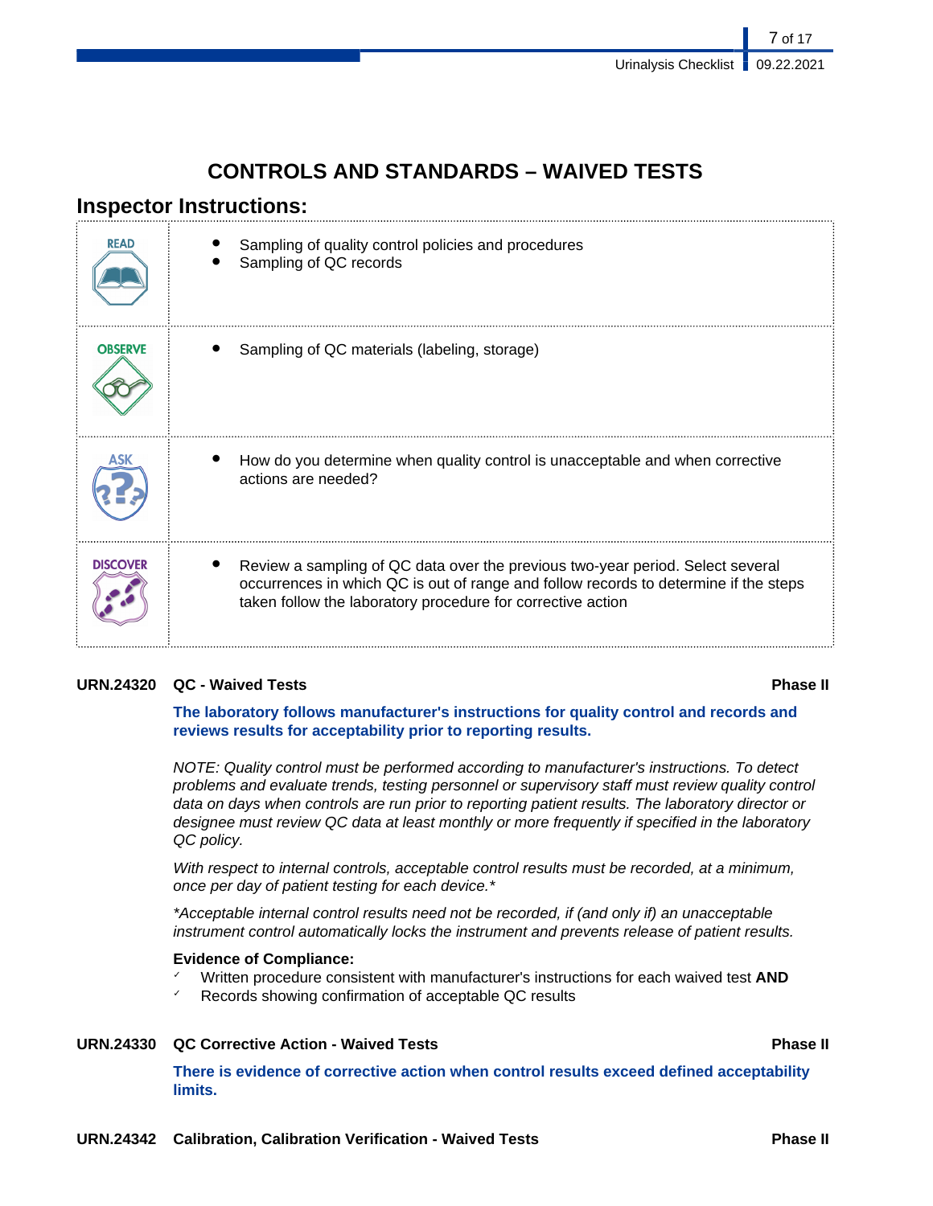## CONTROLS AND STANDARDS – WAIVED TESTS

### Inspector Instructions:

| | |
|---|---|
| READ | • Sampling of quality control policies and procedures<br>• Sampling of QC records |
| OBSERVE | • Sampling of QC materials (labeling, storage) |
| ASK | • How do you determine when quality control is unacceptable and when corrective actions are needed? |
| DISCOVER | • Review a sampling of QC data over the previous two-year period. Select several occurrences in which QC is out of range and follow records to determine if the steps taken follow the laboratory procedure for corrective action |

**URN.24320 QC - Waived Tests** **Phase II**

**The laboratory follows manufacturer's instructions for quality control and records and reviews results for acceptability prior to reporting results.**

*NOTE: Quality control must be performed according to manufacturer's instructions. To detect problems and evaluate trends, testing personnel or supervisory staff must review quality control data on days when controls are run prior to reporting patient results. The laboratory director or designee must review QC data at least monthly or more frequently if specified in the laboratory QC policy.*

*With respect to internal controls, acceptable control results must be recorded, at a minimum, once per day of patient testing for each device.**

**Acceptable internal control results need not be recorded, if (and only if) an unacceptable instrument control automatically locks the instrument and prevents release of patient results.*

**Evidence of Compliance:**
- ✓ Written procedure consistent with manufacturer's instructions for each waived test **AND**
- ✓ Records showing confirmation of acceptable QC results

**URN.24330 QC Corrective Action - Waived Tests** **Phase II**

**There is evidence of corrective action when control results exceed defined acceptability limits.**

**URN.24342 Calibration, Calibration Verification - Waived Tests** **Phase II**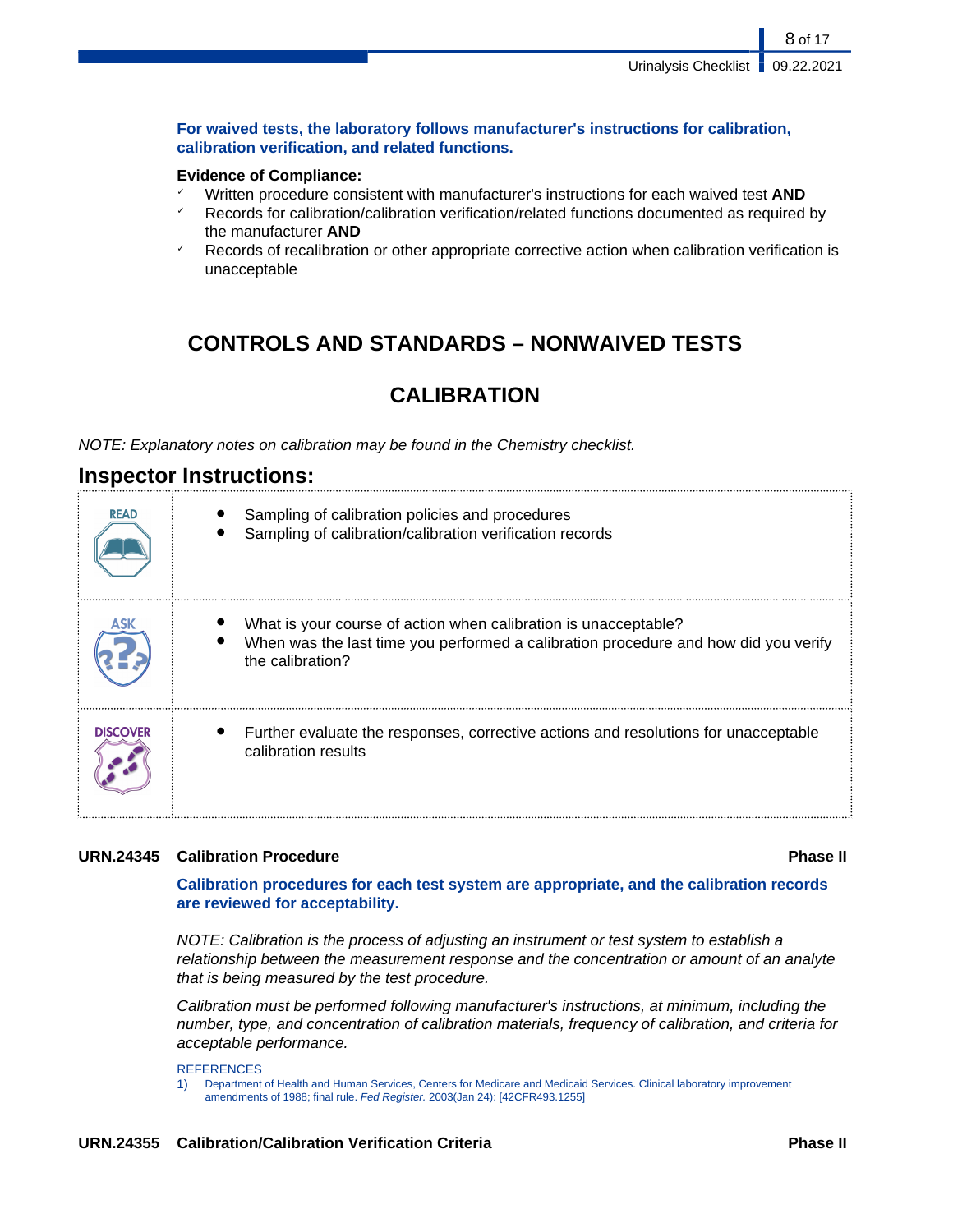**For waived tests, the laboratory follows manufacturer's instructions for calibration, calibration verification, and related functions.**

**Evidence of Compliance:**

- ✓ Written procedure consistent with manufacturer's instructions for each waived test **AND**
- ✓ Records for calibration/calibration verification/related functions documented as required by the manufacturer **AND**
- ✓ Records of recalibration or other appropriate corrective action when calibration verification is unacceptable

# CONTROLS AND STANDARDS – NONWAIVED TESTS

## CALIBRATION

*NOTE: Explanatory notes on calibration may be found in the Chemistry checklist.*

### Inspector Instructions:

| | |
|---|---|
| READ | • Sampling of calibration policies and procedures<br>• Sampling of calibration/calibration verification records |
| ASK | • What is your course of action when calibration is unacceptable?<br>• When was the last time you performed a calibration procedure and how did you verify the calibration? |
| DISCOVER | • Further evaluate the responses, corrective actions and resolutions for unacceptable calibration results |

**URN.24345 Calibration Procedure** **Phase II**

**Calibration procedures for each test system are appropriate, and the calibration records are reviewed for acceptability.**

*NOTE: Calibration is the process of adjusting an instrument or test system to establish a relationship between the measurement response and the concentration or amount of an analyte that is being measured by the test procedure.*

*Calibration must be performed following manufacturer's instructions, at minimum, including the number, type, and concentration of calibration materials, frequency of calibration, and criteria for acceptable performance.*

REFERENCES

1) Department of Health and Human Services, Centers for Medicare and Medicaid Services. Clinical laboratory improvement amendments of 1988; final rule. *Fed Register.* 2003(Jan 24): [42CFR493.1255]

**URN.24355 Calibration/Calibration Verification Criteria** **Phase II**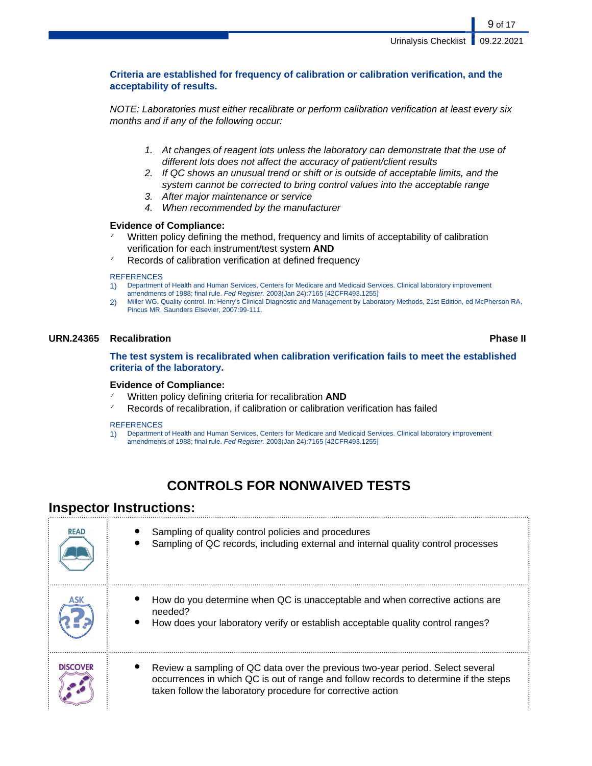**Criteria are established for frequency of calibration or calibration verification, and the acceptability of results.**

*NOTE: Laboratories must either recalibrate or perform calibration verification at least every six months and if any of the following occur:*

1. *At changes of reagent lots unless the laboratory can demonstrate that the use of different lots does not affect the accuracy of patient/client results*
2. *If QC shows an unusual trend or shift or is outside of acceptable limits, and the system cannot be corrected to bring control values into the acceptable range*
3. *After major maintenance or service*
4. *When recommended by the manufacturer*

**Evidence of Compliance:**

- ✓ Written policy defining the method, frequency and limits of acceptability of calibration verification for each instrument/test system **AND**
- ✓ Records of calibration verification at defined frequency

REFERENCES

1) Department of Health and Human Services, Centers for Medicare and Medicaid Services. Clinical laboratory improvement amendments of 1988; final rule. *Fed Register.* 2003(Jan 24):7165 [42CFR493.1255]
2) Miller WG. Quality control. In: Henry's Clinical Diagnostic and Management by Laboratory Methods, 21st Edition, ed McPherson RA, Pincus MR, Saunders Elsevier, 2007:99-111.

**URN.24365 Recalibration** **Phase II**

**The test system is recalibrated when calibration verification fails to meet the established criteria of the laboratory.**

**Evidence of Compliance:**

- ✓ Written policy defining criteria for recalibration **AND**
- ✓ Records of recalibration, if calibration or calibration verification has failed

REFERENCES

1) Department of Health and Human Services, Centers for Medicare and Medicaid Services. Clinical laboratory improvement amendments of 1988; final rule. *Fed Register.* 2003(Jan 24):7165 [42CFR493.1255]

# CONTROLS FOR NONWAIVED TESTS

## Inspector Instructions:

| | |
|---|---|
| READ | • Sampling of quality control policies and procedures<br>• Sampling of QC records, including external and internal quality control processes |
| ASK | • How do you determine when QC is unacceptable and when corrective actions are needed?<br>• How does your laboratory verify or establish acceptable quality control ranges? |
| DISCOVER | • Review a sampling of QC data over the previous two-year period. Select several occurrences in which QC is out of range and follow records to determine if the steps taken follow the laboratory procedure for corrective action |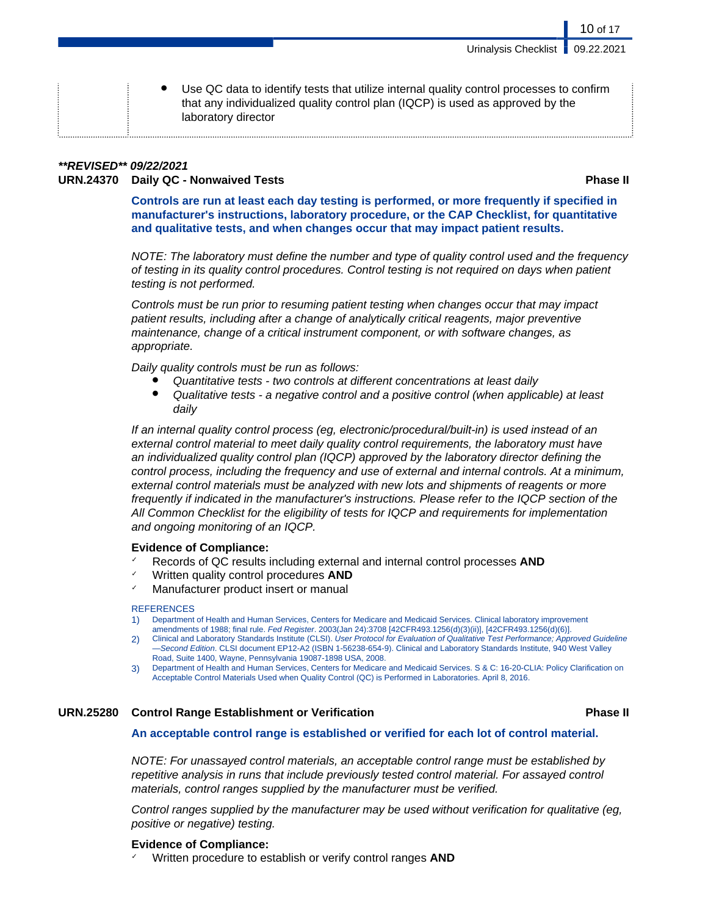- Use QC data to identify tests that utilize internal quality control processes to confirm that any individualized quality control plan (IQCP) is used as approved by the laboratory director

***\*\*REVISED\*\* 09/22/2021***

**URN.24370 Daily QC - Nonwaived Tests** **Phase II**

**Controls are run at least each day testing is performed, or more frequently if specified in manufacturer's instructions, laboratory procedure, or the CAP Checklist, for quantitative and qualitative tests, and when changes occur that may impact patient results.**

*NOTE: The laboratory must define the number and type of quality control used and the frequency of testing in its quality control procedures. Control testing is not required on days when patient testing is not performed.*

*Controls must be run prior to resuming patient testing when changes occur that may impact patient results, including after a change of analytically critical reagents, major preventive maintenance, change of a critical instrument component, or with software changes, as appropriate.*

*Daily quality controls must be run as follows:*

- *Quantitative tests - two controls at different concentrations at least daily*
- *Qualitative tests - a negative control and a positive control (when applicable) at least daily*

*If an internal quality control process (eg, electronic/procedural/built-in) is used instead of an external control material to meet daily quality control requirements, the laboratory must have an individualized quality control plan (IQCP) approved by the laboratory director defining the control process, including the frequency and use of external and internal controls. At a minimum, external control materials must be analyzed with new lots and shipments of reagents or more frequently if indicated in the manufacturer's instructions. Please refer to the IQCP section of the All Common Checklist for the eligibility of tests for IQCP and requirements for implementation and ongoing monitoring of an IQCP.*

**Evidence of Compliance:**

- ✓ Records of QC results including external and internal control processes **AND**
- ✓ Written quality control procedures **AND**
- ✓ Manufacturer product insert or manual

REFERENCES

1) Department of Health and Human Services, Centers for Medicare and Medicaid Services. Clinical laboratory improvement amendments of 1988; final rule. *Fed Register*. 2003(Jan 24):3708 [42CFR493.1256(d)(3)(ii)], [42CFR493.1256(d)(6)].
2) Clinical and Laboratory Standards Institute (CLSI). *User Protocol for Evaluation of Qualitative Test Performance; Approved Guideline—Second Edition*. CLSI document EP12-A2 (ISBN 1-56238-654-9). Clinical and Laboratory Standards Institute, 940 West Valley Road, Suite 1400, Wayne, Pennsylvania 19087-1898 USA, 2008.
3) Department of Health and Human Services, Centers for Medicare and Medicaid Services. S & C: 16-20-CLIA: Policy Clarification on Acceptable Control Materials Used when Quality Control (QC) is Performed in Laboratories. April 8, 2016.

**URN.25280 Control Range Establishment or Verification** **Phase II**

**An acceptable control range is established or verified for each lot of control material.**

*NOTE: For unassayed control materials, an acceptable control range must be established by repetitive analysis in runs that include previously tested control material. For assayed control materials, control ranges supplied by the manufacturer must be verified.*

*Control ranges supplied by the manufacturer may be used without verification for qualitative (eg, positive or negative) testing.*

**Evidence of Compliance:**

- ✓ Written procedure to establish or verify control ranges **AND**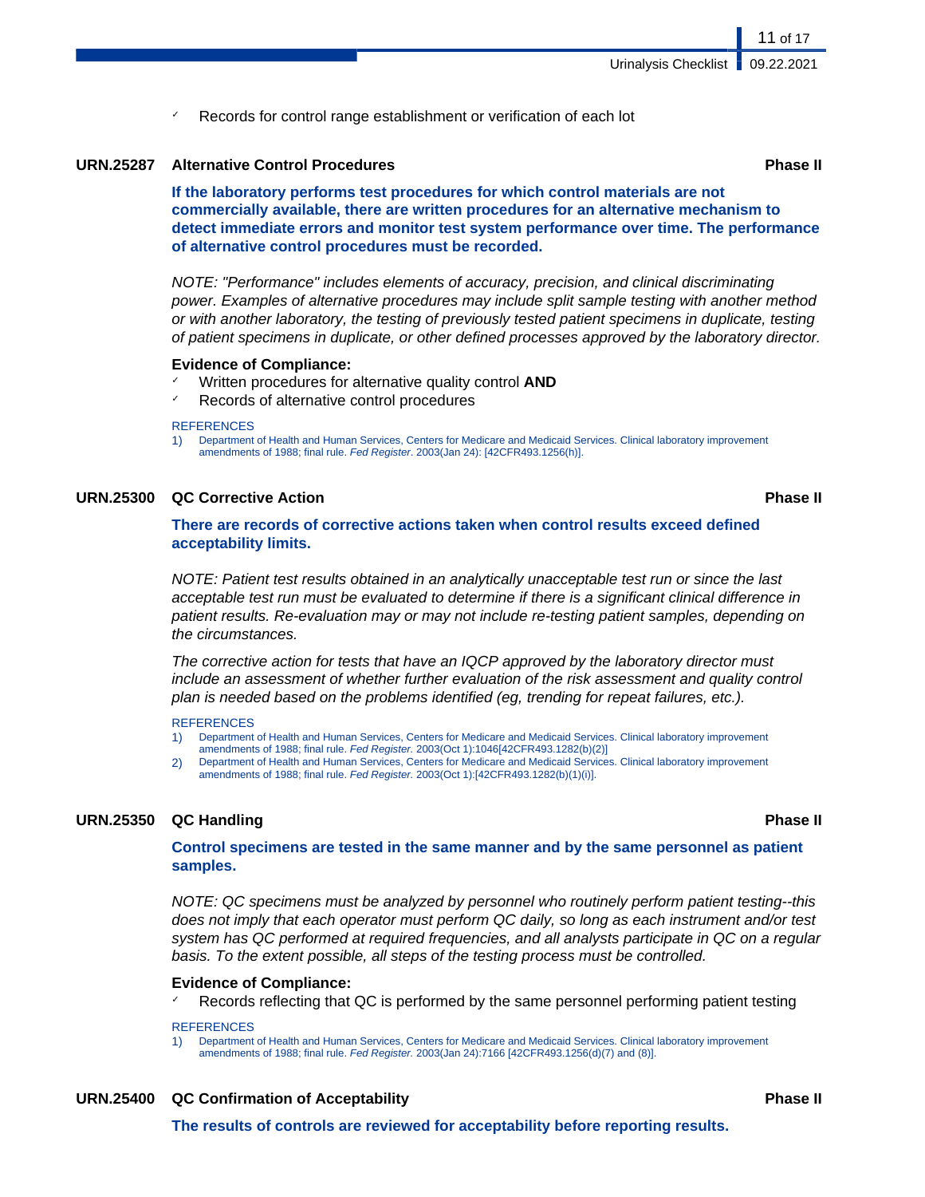- Records for control range establishment or verification of each lot

### URN.25287 Alternative Control Procedures — Phase II

**If the laboratory performs test procedures for which control materials are not commercially available, there are written procedures for an alternative mechanism to detect immediate errors and monitor test system performance over time. The performance of alternative control procedures must be recorded.**

*NOTE: "Performance" includes elements of accuracy, precision, and clinical discriminating power. Examples of alternative procedures may include split sample testing with another method or with another laboratory, the testing of previously tested patient specimens in duplicate, testing of patient specimens in duplicate, or other defined processes approved by the laboratory director.*

**Evidence of Compliance:**
- Written procedures for alternative quality control **AND**
- Records of alternative control procedures

REFERENCES
1) Department of Health and Human Services, Centers for Medicare and Medicaid Services. Clinical laboratory improvement amendments of 1988; final rule. *Fed Register*. 2003(Jan 24): [42CFR493.1256(h)].

### URN.25300 QC Corrective Action — Phase II

**There are records of corrective actions taken when control results exceed defined acceptability limits.**

*NOTE: Patient test results obtained in an analytically unacceptable test run or since the last acceptable test run must be evaluated to determine if there is a significant clinical difference in patient results. Re-evaluation may or may not include re-testing patient samples, depending on the circumstances.*

*The corrective action for tests that have an IQCP approved by the laboratory director must include an assessment of whether further evaluation of the risk assessment and quality control plan is needed based on the problems identified (eg, trending for repeat failures, etc.).*

REFERENCES
1) Department of Health and Human Services, Centers for Medicare and Medicaid Services. Clinical laboratory improvement amendments of 1988; final rule. *Fed Register.* 2003(Oct 1):1046[42CFR493.1282(b)(2)]
2) Department of Health and Human Services, Centers for Medicare and Medicaid Services. Clinical laboratory improvement amendments of 1988; final rule. *Fed Register.* 2003(Oct 1):[42CFR493.1282(b)(1)(i)].

### URN.25350 QC Handling — Phase II

**Control specimens are tested in the same manner and by the same personnel as patient samples.**

*NOTE: QC specimens must be analyzed by personnel who routinely perform patient testing--this does not imply that each operator must perform QC daily, so long as each instrument and/or test system has QC performed at required frequencies, and all analysts participate in QC on a regular basis. To the extent possible, all steps of the testing process must be controlled.*

**Evidence of Compliance:**
- Records reflecting that QC is performed by the same personnel performing patient testing

REFERENCES
1) Department of Health and Human Services, Centers for Medicare and Medicaid Services. Clinical laboratory improvement amendments of 1988; final rule. *Fed Register.* 2003(Jan 24):7166 [42CFR493.1256(d)(7) and (8)].

### URN.25400 QC Confirmation of Acceptability — Phase II

**The results of controls are reviewed for acceptability before reporting results.**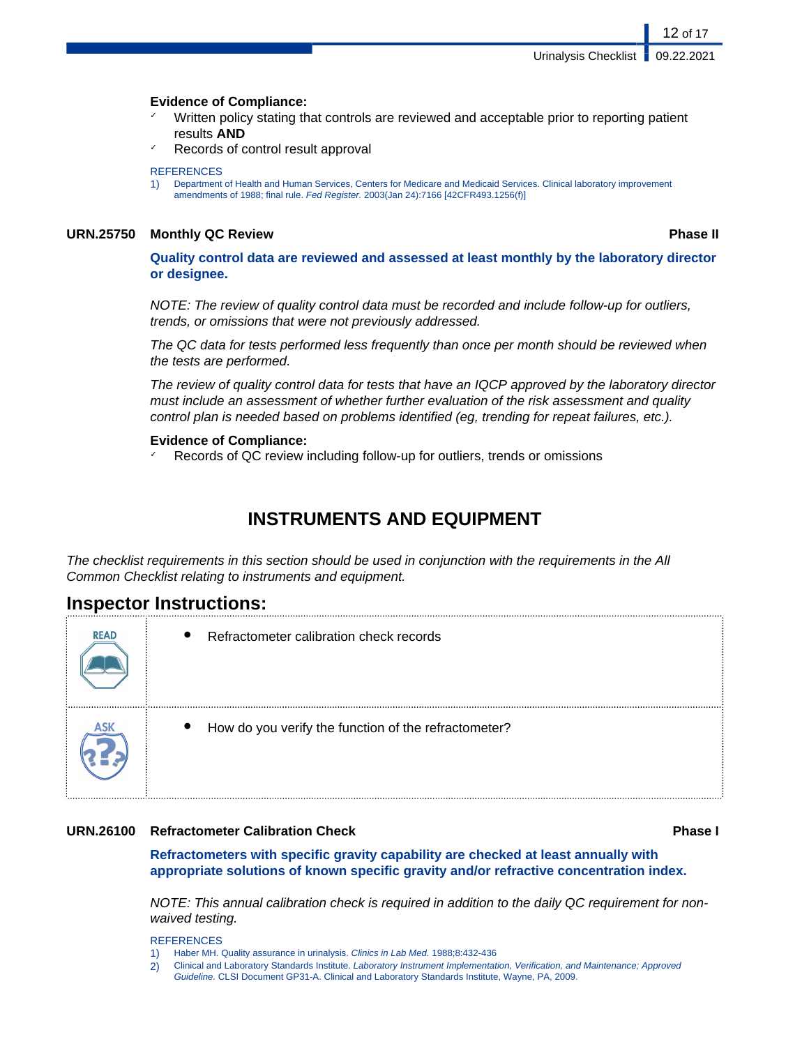**Evidence of Compliance:**

- Written policy stating that controls are reviewed and acceptable prior to reporting patient results **AND**
- Records of control result approval

REFERENCES

1) Department of Health and Human Services, Centers for Medicare and Medicaid Services. Clinical laboratory improvement amendments of 1988; final rule. *Fed Register.* 2003(Jan 24):7166 [42CFR493.1256(f)]

### URN.25750 Monthly QC Review — Phase II

**Quality control data are reviewed and assessed at least monthly by the laboratory director or designee.**

*NOTE: The review of quality control data must be recorded and include follow-up for outliers, trends, or omissions that were not previously addressed.*

*The QC data for tests performed less frequently than once per month should be reviewed when the tests are performed.*

*The review of quality control data for tests that have an IQCP approved by the laboratory director must include an assessment of whether further evaluation of the risk assessment and quality control plan is needed based on problems identified (eg, trending for repeat failures, etc.).*

**Evidence of Compliance:**

- Records of QC review including follow-up for outliers, trends or omissions

## INSTRUMENTS AND EQUIPMENT

*The checklist requirements in this section should be used in conjunction with the requirements in the All Common Checklist relating to instruments and equipment.*

## Inspector Instructions:

| | |
|---|---|
| READ | • Refractometer calibration check records |
| ASK | • How do you verify the function of the refractometer? |

### URN.26100 Refractometer Calibration Check — Phase I

**Refractometers with specific gravity capability are checked at least annually with appropriate solutions of known specific gravity and/or refractive concentration index.**

*NOTE: This annual calibration check is required in addition to the daily QC requirement for non-waived testing.*

REFERENCES

1) Haber MH. Quality assurance in urinalysis. *Clinics in Lab Med.* 1988;8:432-436
2) Clinical and Laboratory Standards Institute. *Laboratory Instrument Implementation, Verification, and Maintenance; Approved Guideline.* CLSI Document GP31-A. Clinical and Laboratory Standards Institute, Wayne, PA, 2009.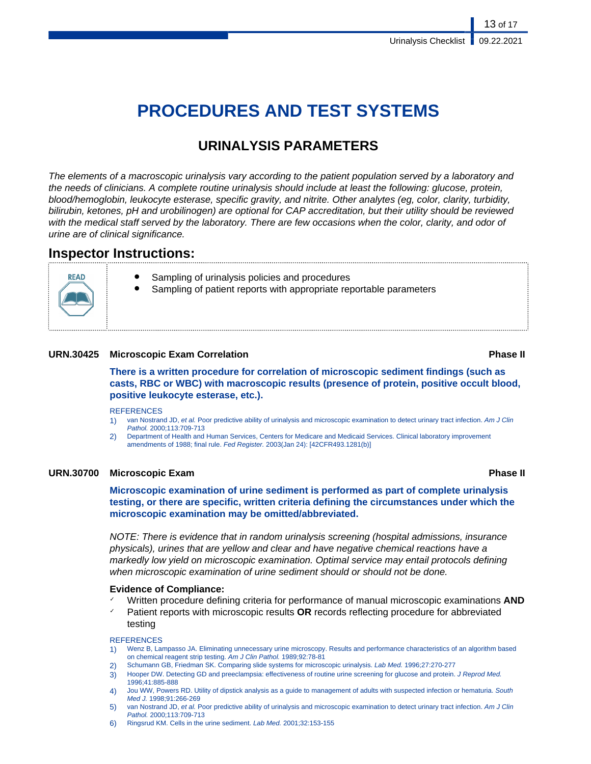# PROCEDURES AND TEST SYSTEMS

## URINALYSIS PARAMETERS

*The elements of a macroscopic urinalysis vary according to the patient population served by a laboratory and the needs of clinicians. A complete routine urinalysis should include at least the following: glucose, protein, blood/hemoglobin, leukocyte esterase, specific gravity, and nitrite. Other analytes (eg, color, clarity, turbidity, bilirubin, ketones, pH and urobilinogen) are optional for CAP accreditation, but their utility should be reviewed with the medical staff served by the laboratory. There are few occasions when the color, clarity, and odor of urine are of clinical significance.*

### Inspector Instructions:

READ

- Sampling of urinalysis policies and procedures
- Sampling of patient reports with appropriate reportable parameters

**URN.30425 Microscopic Exam Correlation** — **Phase II**

**There is a written procedure for correlation of microscopic sediment findings (such as casts, RBC or WBC) with macroscopic results (presence of protein, positive occult blood, positive leukocyte esterase, etc.).**

REFERENCES

1) van Nostrand JD, *et al.* Poor predictive ability of urinalysis and microscopic examination to detect urinary tract infection. *Am J Clin Pathol.* 2000;113:709-713
2) Department of Health and Human Services, Centers for Medicare and Medicaid Services. Clinical laboratory improvement amendments of 1988; final rule. *Fed Register.* 2003(Jan 24): [42CFR493.1281(b)]

**URN.30700 Microscopic Exam** — **Phase II**

**Microscopic examination of urine sediment is performed as part of complete urinalysis testing, or there are specific, written criteria defining the circumstances under which the microscopic examination may be omitted/abbreviated.**

*NOTE: There is evidence that in random urinalysis screening (hospital admissions, insurance physicals), urines that are yellow and clear and have negative chemical reactions have a markedly low yield on microscopic examination. Optimal service may entail protocols defining when microscopic examination of urine sediment should or should not be done.*

**Evidence of Compliance:**

- ✓ Written procedure defining criteria for performance of manual microscopic examinations **AND**
- ✓ Patient reports with microscopic results **OR** records reflecting procedure for abbreviated testing

REFERENCES

1) Wenz B, Lampasso JA. Eliminating unnecessary urine microscopy. Results and performance characteristics of an algorithm based on chemical reagent strip testing. *Am J Clin Pathol.* 1989;92:78-81
2) Schumann GB, Friedman SK. Comparing slide systems for microscopic urinalysis. *Lab Med.* 1996;27:270-277
3) Hooper DW. Detecting GD and preeclampsia: effectiveness of routine urine screening for glucose and protein. *J Reprod Med.* 1996;41:885-888
4) Jou WW, Powers RD. Utility of dipstick analysis as a guide to management of adults with suspected infection or hematuria. *South Med J.* 1998;91:266-269
5) van Nostrand JD, *et al.* Poor predictive ability of urinalysis and microscopic examination to detect urinary tract infection. *Am J Clin Pathol.* 2000;113:709-713
6) Ringsrud KM. Cells in the urine sediment. *Lab Med.* 2001;32:153-155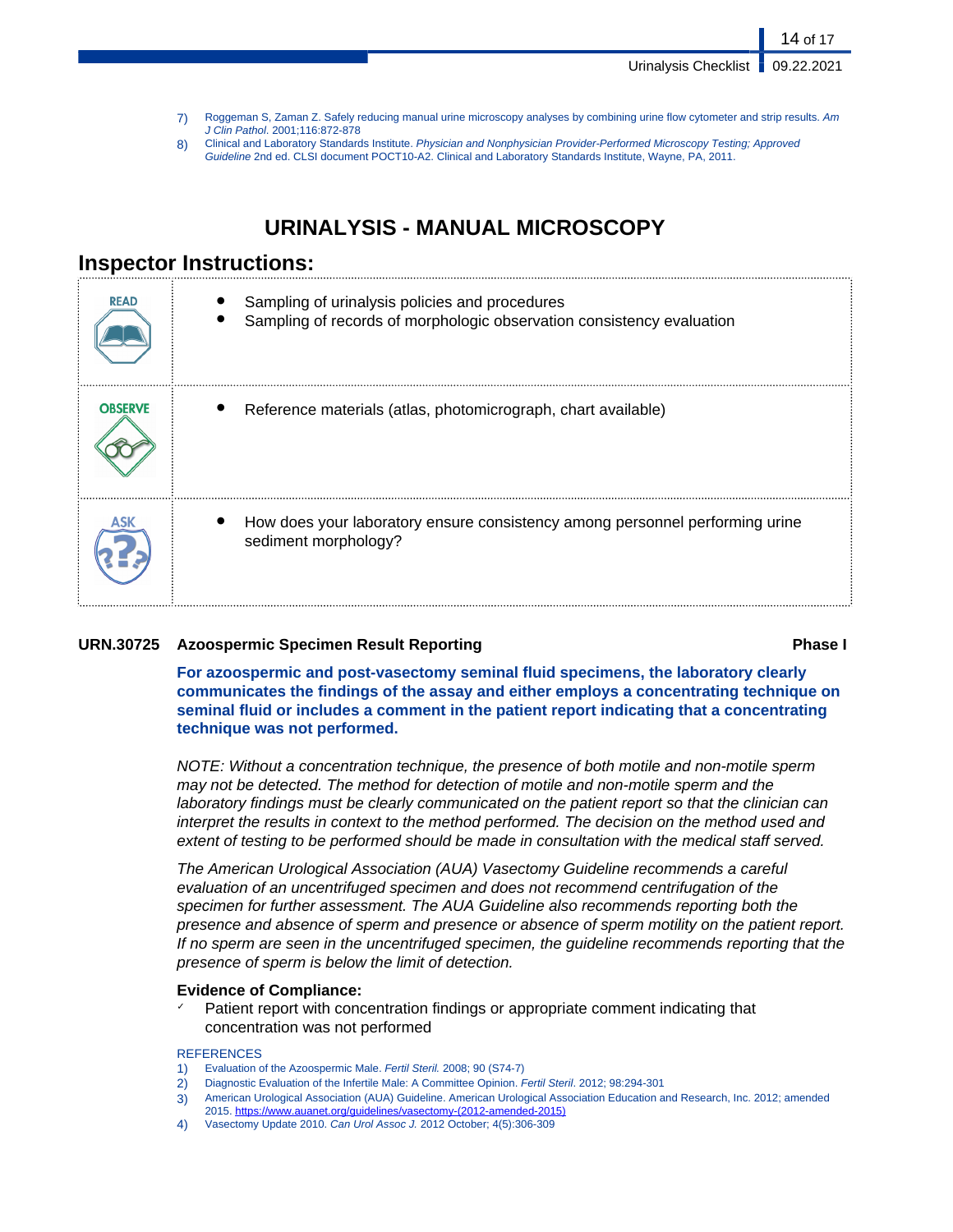7) Roggeman S, Zaman Z. Safely reducing manual urine microscopy analyses by combining urine flow cytometer and strip results. *Am J Clin Pathol*. 2001;116:872-878
8) Clinical and Laboratory Standards Institute. *Physician and Nonphysician Provider-Performed Microscopy Testing; Approved Guideline* 2nd ed. CLSI document POCT10-A2. Clinical and Laboratory Standards Institute, Wayne, PA, 2011.

# URINALYSIS - MANUAL MICROSCOPY

## Inspector Instructions:

| | |
|---|---|
| READ | • Sampling of urinalysis policies and procedures<br>• Sampling of records of morphologic observation consistency evaluation |
| OBSERVE | • Reference materials (atlas, photomicrograph, chart available) |
| ASK | • How does your laboratory ensure consistency among personnel performing urine sediment morphology? |

### URN.30725 Azoospermic Specimen Result Reporting — Phase I

**For azoospermic and post-vasectomy seminal fluid specimens, the laboratory clearly communicates the findings of the assay and either employs a concentrating technique on seminal fluid or includes a comment in the patient report indicating that a concentrating technique was not performed.**

*NOTE: Without a concentration technique, the presence of both motile and non-motile sperm may not be detected. The method for detection of motile and non-motile sperm and the laboratory findings must be clearly communicated on the patient report so that the clinician can interpret the results in context to the method performed. The decision on the method used and extent of testing to be performed should be made in consultation with the medical staff served.*

*The American Urological Association (AUA) Vasectomy Guideline recommends a careful evaluation of an uncentrifuged specimen and does not recommend centrifugation of the specimen for further assessment. The AUA Guideline also recommends reporting both the presence and absence of sperm and presence or absence of sperm motility on the patient report. If no sperm are seen in the uncentrifuged specimen, the guideline recommends reporting that the presence of sperm is below the limit of detection.*

**Evidence of Compliance:**

- ✓ Patient report with concentration findings or appropriate comment indicating that concentration was not performed

REFERENCES

1) Evaluation of the Azoospermic Male. *Fertil Steril.* 2008; 90 (S74-7)
2) Diagnostic Evaluation of the Infertile Male: A Committee Opinion. *Fertil Steril*. 2012; 98:294-301
3) American Urological Association (AUA) Guideline. American Urological Association Education and Research, Inc. 2012; amended 2015. https://www.auanet.org/guidelines/vasectomy-(2012-amended-2015)
4) Vasectomy Update 2010. *Can Urol Assoc J.* 2012 October; 4(5):306-309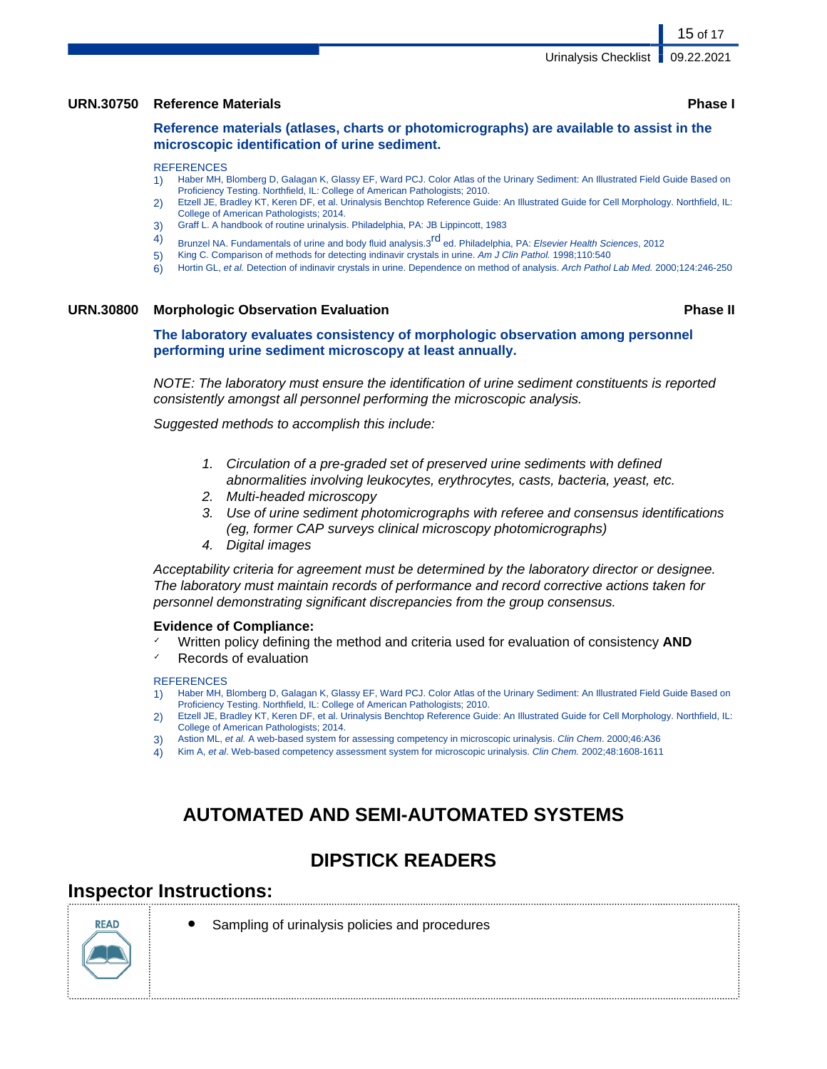### URN.30750 Reference Materials **Phase I**

**Reference materials (atlases, charts or photomicrographs) are available to assist in the microscopic identification of urine sediment.**

REFERENCES

1) Haber MH, Blomberg D, Galagan K, Glassy EF, Ward PCJ. Color Atlas of the Urinary Sediment: An Illustrated Field Guide Based on Proficiency Testing. Northfield, IL: College of American Pathologists; 2010.
2) Etzell JE, Bradley KT, Keren DF, et al. Urinalysis Benchtop Reference Guide: An Illustrated Guide for Cell Morphology. Northfield, IL: College of American Pathologists; 2014.
3) Graff L. A handbook of routine urinalysis. Philadelphia, PA: JB Lippincott, 1983
4) Brunzel NA. Fundamentals of urine and body fluid analysis.3rd ed. Philadelphia, PA: *Elsevier Health Sciences*, 2012
5) King C. Comparison of methods for detecting indinavir crystals in urine. *Am J Clin Pathol.* 1998;110:540
6) Hortin GL, *et al.* Detection of indinavir crystals in urine. Dependence on method of analysis. *Arch Pathol Lab Med.* 2000;124:246-250

### URN.30800 Morphologic Observation Evaluation **Phase II**

**The laboratory evaluates consistency of morphologic observation among personnel performing urine sediment microscopy at least annually.**

*NOTE: The laboratory must ensure the identification of urine sediment constituents is reported consistently amongst all personnel performing the microscopic analysis.*

*Suggested methods to accomplish this include:*

1. *Circulation of a pre-graded set of preserved urine sediments with defined abnormalities involving leukocytes, erythrocytes, casts, bacteria, yeast, etc.*
2. *Multi-headed microscopy*
3. *Use of urine sediment photomicrographs with referee and consensus identifications (eg, former CAP surveys clinical microscopy photomicrographs)*
4. *Digital images*

*Acceptability criteria for agreement must be determined by the laboratory director or designee. The laboratory must maintain records of performance and record corrective actions taken for personnel demonstrating significant discrepancies from the group consensus.*

**Evidence of Compliance:**

- ✓ Written policy defining the method and criteria used for evaluation of consistency **AND**
- ✓ Records of evaluation

REFERENCES

1) Haber MH, Blomberg D, Galagan K, Glassy EF, Ward PCJ. Color Atlas of the Urinary Sediment: An Illustrated Field Guide Based on Proficiency Testing. Northfield, IL: College of American Pathologists; 2010.
2) Etzell JE, Bradley KT, Keren DF, et al. Urinalysis Benchtop Reference Guide: An Illustrated Guide for Cell Morphology. Northfield, IL: College of American Pathologists; 2014.
3) Astion ML, *et al.* A web-based system for assessing competency in microscopic urinalysis. *Clin Chem*. 2000;46:A36
4) Kim A, *et al*. Web-based competency assessment system for microscopic urinalysis. *Clin Chem.* 2002;48:1608-1611

# AUTOMATED AND SEMI-AUTOMATED SYSTEMS

## DIPSTICK READERS

## Inspector Instructions:

READ

- Sampling of urinalysis policies and procedures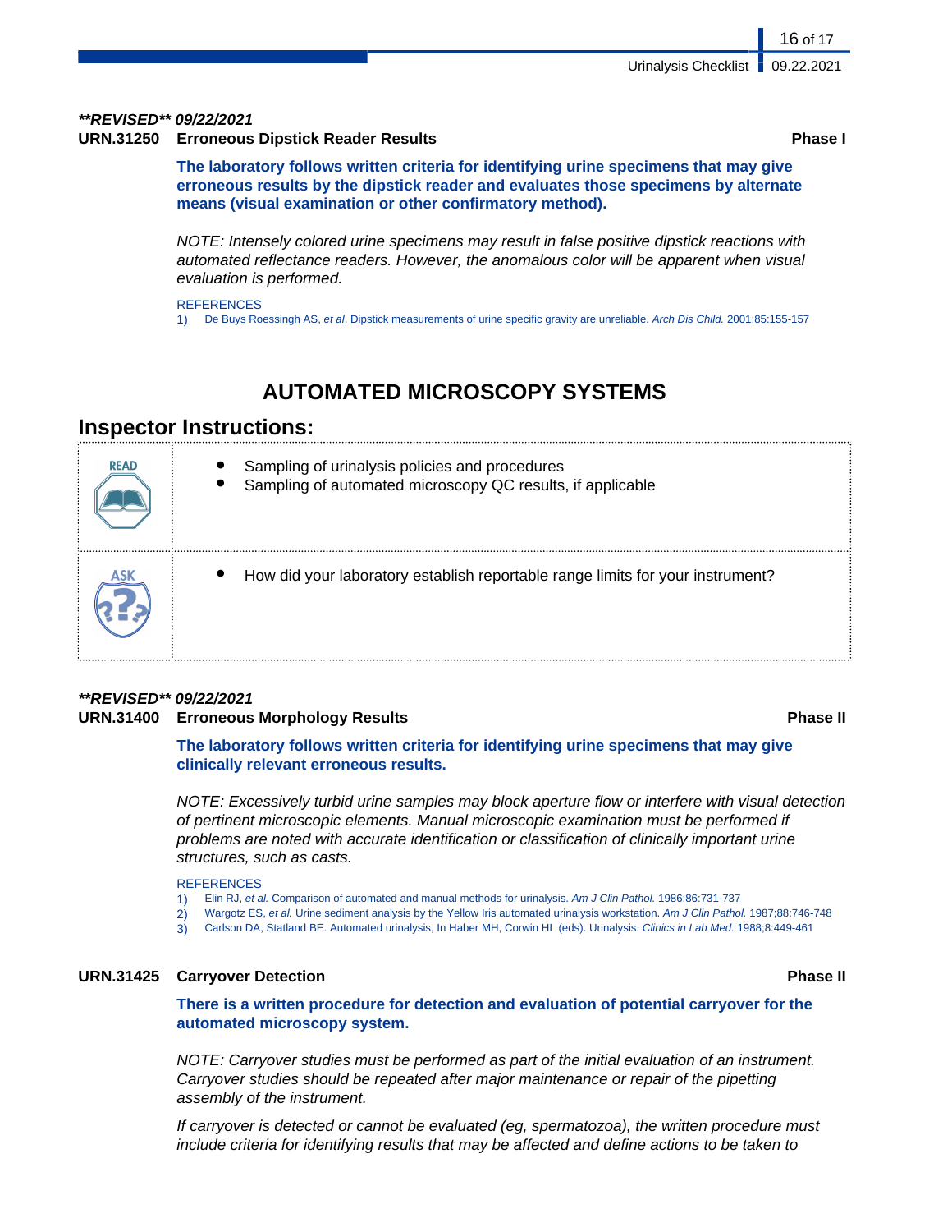***\*\*REVISED\*\* 09/22/2021***

**URN.31250 Erroneous Dipstick Reader Results** **Phase I**

**The laboratory follows written criteria for identifying urine specimens that may give erroneous results by the dipstick reader and evaluates those specimens by alternate means (visual examination or other confirmatory method).**

*NOTE: Intensely colored urine specimens may result in false positive dipstick reactions with automated reflectance readers. However, the anomalous color will be apparent when visual evaluation is performed.*

REFERENCES

1) De Buys Roessingh AS, *et al*. Dipstick measurements of urine specific gravity are unreliable. *Arch Dis Child.* 2001;85:155-157

# AUTOMATED MICROSCOPY SYSTEMS

## Inspector Instructions:

| | |
|---|---|
| READ | • Sampling of urinalysis policies and procedures<br>• Sampling of automated microscopy QC results, if applicable |
| ASK | • How did your laboratory establish reportable range limits for your instrument? |

***\*\*REVISED\*\* 09/22/2021***

**URN.31400 Erroneous Morphology Results** **Phase II**

**The laboratory follows written criteria for identifying urine specimens that may give clinically relevant erroneous results.**

*NOTE: Excessively turbid urine samples may block aperture flow or interfere with visual detection of pertinent microscopic elements. Manual microscopic examination must be performed if problems are noted with accurate identification or classification of clinically important urine structures, such as casts.*

REFERENCES

1) Elin RJ, *et al.* Comparison of automated and manual methods for urinalysis. *Am J Clin Pathol.* 1986;86:731-737
2) Wargotz ES, *et al.* Urine sediment analysis by the Yellow Iris automated urinalysis workstation. *Am J Clin Pathol.* 1987;88:746-748
3) Carlson DA, Statland BE. Automated urinalysis, In Haber MH, Corwin HL (eds). Urinalysis. *Clinics in Lab Med.* 1988;8:449-461

**URN.31425 Carryover Detection** **Phase II**

**There is a written procedure for detection and evaluation of potential carryover for the automated microscopy system.**

*NOTE: Carryover studies must be performed as part of the initial evaluation of an instrument. Carryover studies should be repeated after major maintenance or repair of the pipetting assembly of the instrument.*

*If carryover is detected or cannot be evaluated (eg, spermatozoa), the written procedure must include criteria for identifying results that may be affected and define actions to be taken to*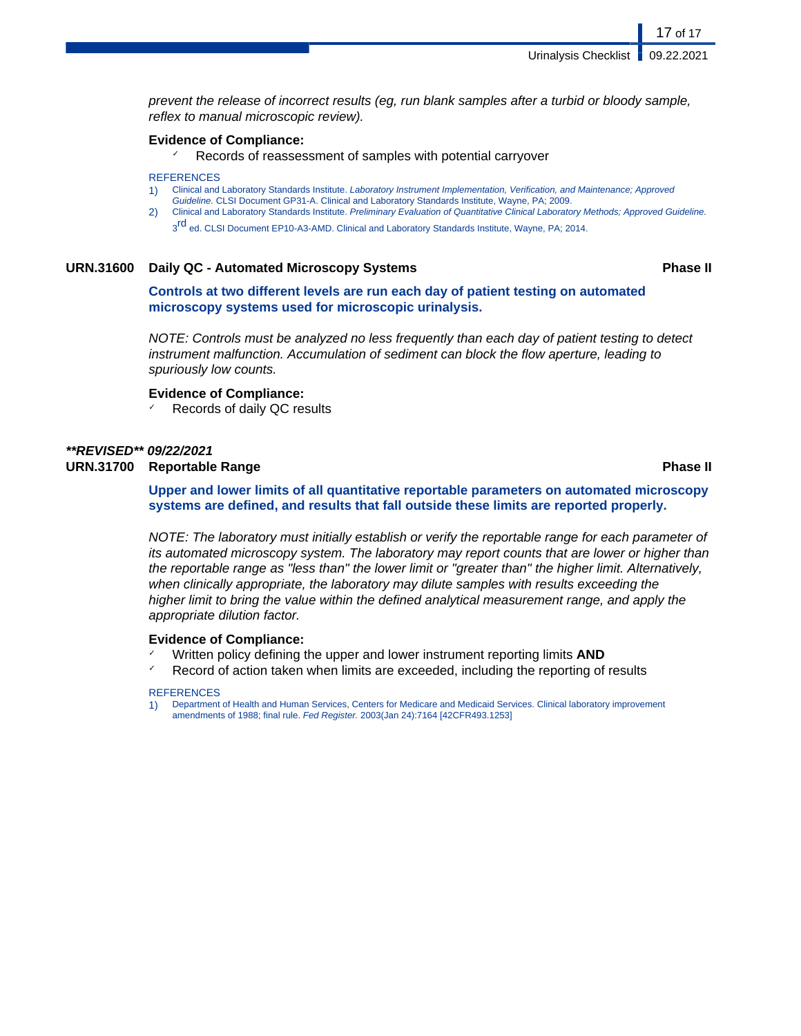*prevent the release of incorrect results (eg, run blank samples after a turbid or bloody sample, reflex to manual microscopic review).*

**Evidence of Compliance:**

- ✓ Records of reassessment of samples with potential carryover

REFERENCES

1) Clinical and Laboratory Standards Institute. *Laboratory Instrument Implementation, Verification, and Maintenance; Approved Guideline.* CLSI Document GP31-A. Clinical and Laboratory Standards Institute, Wayne, PA; 2009.
2) Clinical and Laboratory Standards Institute. *Preliminary Evaluation of Quantitative Clinical Laboratory Methods; Approved Guideline.* 3rd ed. CLSI Document EP10-A3-AMD. Clinical and Laboratory Standards Institute, Wayne, PA; 2014.

### URN.31600 Daily QC - Automated Microscopy Systems — Phase II

**Controls at two different levels are run each day of patient testing on automated microscopy systems used for microscopic urinalysis.**

*NOTE: Controls must be analyzed no less frequently than each day of patient testing to detect instrument malfunction. Accumulation of sediment can block the flow aperture, leading to spuriously low counts.*

**Evidence of Compliance:**

- ✓ Records of daily QC results

***\*\*REVISED\*\* 09/22/2021***

### URN.31700 Reportable Range — Phase II

**Upper and lower limits of all quantitative reportable parameters on automated microscopy systems are defined, and results that fall outside these limits are reported properly.**

*NOTE: The laboratory must initially establish or verify the reportable range for each parameter of its automated microscopy system. The laboratory may report counts that are lower or higher than the reportable range as "less than" the lower limit or "greater than" the higher limit. Alternatively, when clinically appropriate, the laboratory may dilute samples with results exceeding the higher limit to bring the value within the defined analytical measurement range, and apply the appropriate dilution factor.*

**Evidence of Compliance:**

- ✓ Written policy defining the upper and lower instrument reporting limits **AND**
- ✓ Record of action taken when limits are exceeded, including the reporting of results

REFERENCES

1) Department of Health and Human Services, Centers for Medicare and Medicaid Services. Clinical laboratory improvement amendments of 1988; final rule. *Fed Register.* 2003(Jan 24):7164 [42CFR493.1253]